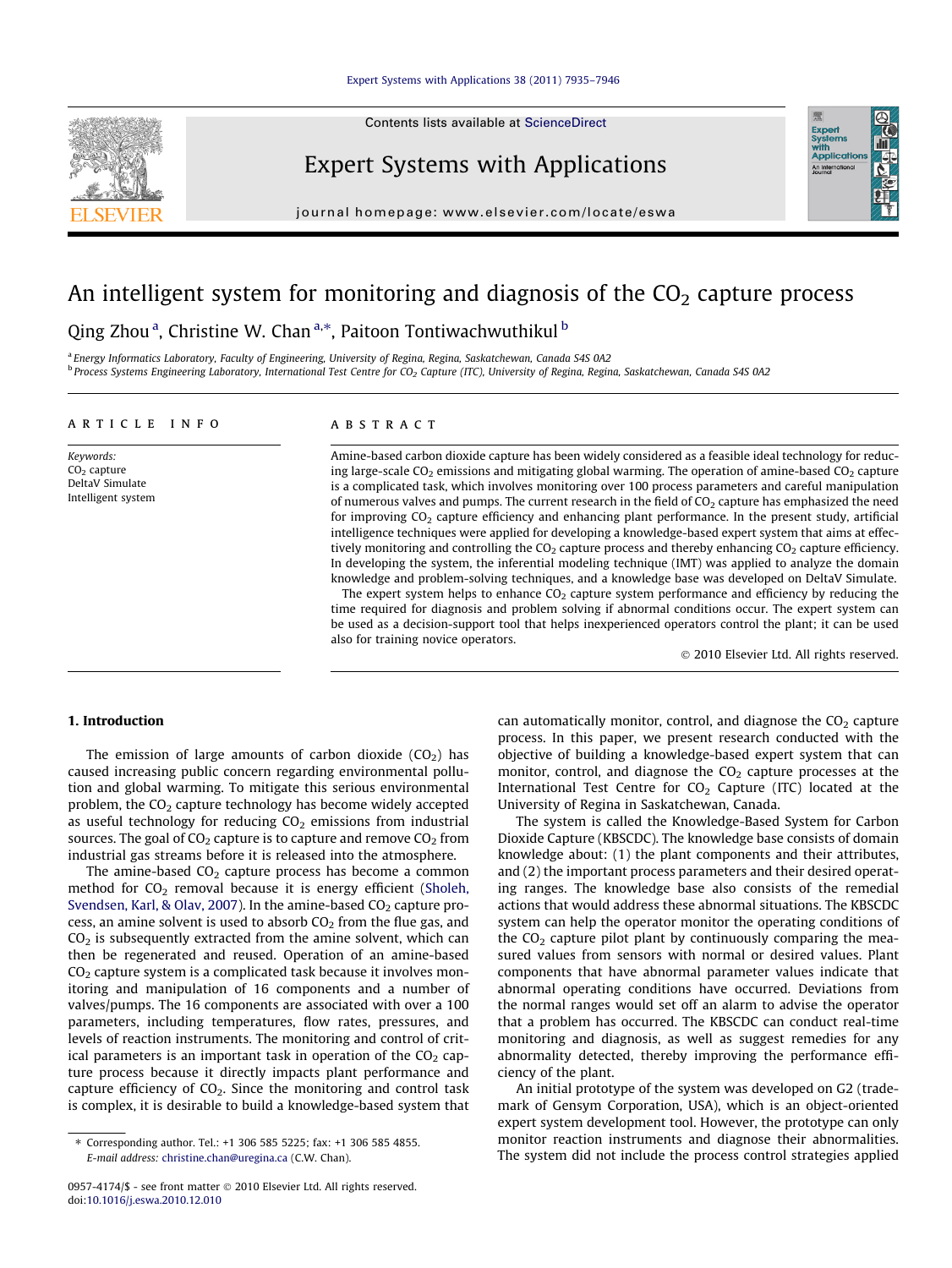# An intelligent system for monitoring and diagnosis of the $CO_2$ capture process

Qing Zhou [a], Christine W. Chan [a,*], Paitoon Tontiwachwuthikul [b]

[a] Energy Informatics Laboratory, Faculty of Engineering, University of Regina, Regina, Saskatchewan, Canada S4S 0A2

[b] Process Systems Engineering Laboratory, International Test Centre for $CO_2$ Capture (ITC), University of Regina, Regina, Saskatchewan, Canada S4S 0A2

## ARTICLE INFO

*Keywords:*
$CO_2$ capture
DeltaV Simulate
Intelligent system

## ABSTRACT

Amine-based carbon dioxide capture has been widely considered as a feasible ideal technology for reducing large-scale $CO_2$ emissions and mitigating global warming. The operation of amine-based $CO_2$ capture is a complicated task, which involves monitoring over 100 process parameters and careful manipulation of numerous valves and pumps. The current research in the field of $CO_2$ capture has emphasized the need for improving $CO_2$ capture efficiency and enhancing plant performance. In the present study, artificial intelligence techniques were applied for developing a knowledge-based expert system that aims at effectively monitoring and controlling the $CO_2$ capture process and thereby enhancing $CO_2$ capture efficiency. In developing the system, the inferential modeling technique (IMT) was applied to analyze the domain knowledge and problem-solving techniques, and a knowledge base was developed on DeltaV Simulate.

The expert system helps to enhance $CO_2$ capture system performance and efficiency by reducing the time required for diagnosis and problem solving if abnormal conditions occur. The expert system can be used as a decision-support tool that helps inexperienced operators control the plant; it can be used also for training novice operators.

© 2010 Elsevier Ltd. All rights reserved.

## 1. Introduction

The emission of large amounts of carbon dioxide ($CO_2$) has caused increasing public concern regarding environmental pollution and global warming. To mitigate this serious environmental problem, the $CO_2$ capture technology has become widely accepted as useful technology for reducing $CO_2$ emissions from industrial sources. The goal of $CO_2$ capture is to capture and remove $CO_2$ from industrial gas streams before it is released into the atmosphere.

The amine-based $CO_2$ capture process has become a common method for $CO_2$ removal because it is energy efficient (Sholeh, Svendsen, Karl, & Olav, 2007). In the amine-based $CO_2$ capture process, an amine solvent is used to absorb $CO_2$ from the flue gas, and $CO_2$ is subsequently extracted from the amine solvent, which can then be regenerated and reused. Operation of an amine-based $CO_2$ capture system is a complicated task because it involves monitoring and manipulation of 16 components and a number of valves/pumps. The 16 components are associated with over a 100 parameters, including temperatures, flow rates, pressures, and levels of reaction instruments. The monitoring and control of critical parameters is an important task in operation of the $CO_2$ capture process because it directly impacts plant performance and capture efficiency of $CO_2$. Since the monitoring and control task is complex, it is desirable to build a knowledge-based system that can automatically monitor, control, and diagnose the $CO_2$ capture process. In this paper, we present research conducted with the objective of building a knowledge-based expert system that can monitor, control, and diagnose the $CO_2$ capture processes at the International Test Centre for $CO_2$ Capture (ITC) located at the University of Regina in Saskatchewan, Canada.

The system is called the Knowledge-Based System for Carbon Dioxide Capture (KBSCDC). The knowledge base consists of domain knowledge about: (1) the plant components and their attributes, and (2) the important process parameters and their desired operating ranges. The knowledge base also consists of the remedial actions that would address these abnormal situations. The KBSCDC system can help the operator monitor the operating conditions of the $CO_2$ capture pilot plant by continuously comparing the measured values from sensors with normal or desired values. Plant components that have abnormal parameter values indicate that abnormal operating conditions have occurred. Deviations from the normal ranges would set off an alarm to advise the operator that a problem has occurred. The KBSCDC can conduct real-time monitoring and diagnosis, as well as suggest remedies for any abnormality detected, thereby improving the performance efficiency of the plant.

An initial prototype of the system was developed on G2 (trademark of Gensym Corporation, USA), which is an object-oriented expert system development tool. However, the prototype can only monitor reaction instruments and diagnose their abnormalities. The system did not include the process control strategies applied

* Corresponding author. Tel.: +1 306 585 5225; fax: +1 306 585 4855.
E-mail address: christine.chan@uregina.ca (C.W. Chan).

0957-4174/$ - see front matter © 2010 Elsevier Ltd. All rights reserved.
doi:10.1016/j.eswa.2010.12.010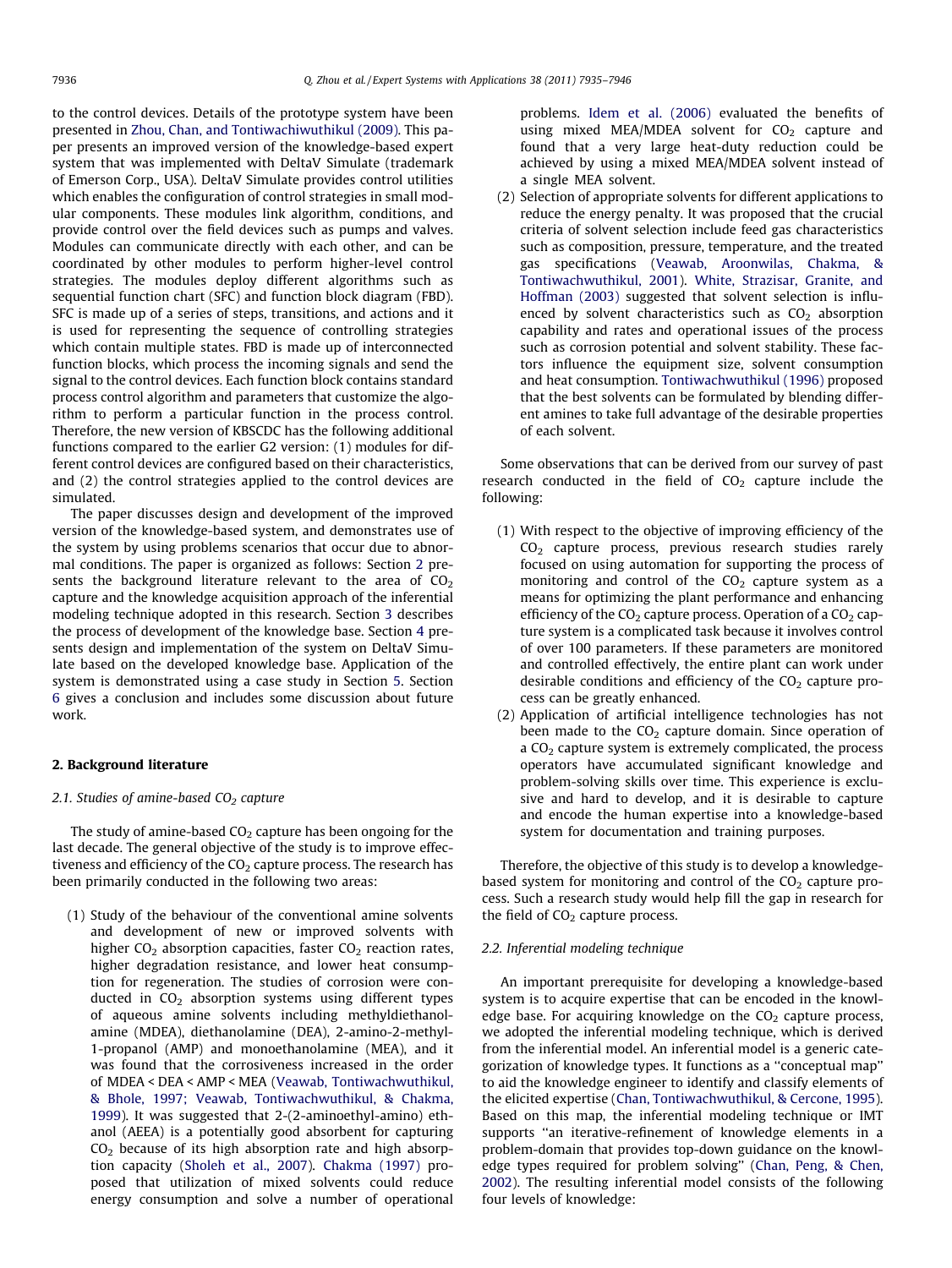to the control devices. Details of the prototype system have been presented in Zhou, Chan, and Tontiwachiwuthikul (2009). This paper presents an improved version of the knowledge-based expert system that was implemented with DeltaV Simulate (trademark of Emerson Corp., USA). DeltaV Simulate provides control utilities which enables the configuration of control strategies in small modular components. These modules link algorithm, conditions, and provide control over the field devices such as pumps and valves. Modules can communicate directly with each other, and can be coordinated by other modules to perform higher-level control strategies. The modules deploy different algorithms such as sequential function chart (SFC) and function block diagram (FBD). SFC is made up of a series of steps, transitions, and actions and it is used for representing the sequence of controlling strategies which contain multiple states. FBD is made up of interconnected function blocks, which process the incoming signals and send the signal to the control devices. Each function block contains standard process control algorithm and parameters that customize the algorithm to perform a particular function in the process control. Therefore, the new version of KBSCDC has the following additional functions compared to the earlier G2 version: (1) modules for different control devices are configured based on their characteristics, and (2) the control strategies applied to the control devices are simulated.

The paper discusses design and development of the improved version of the knowledge-based system, and demonstrates use of the system by using problems scenarios that occur due to abnormal conditions. The paper is organized as follows: Section 2 presents the background literature relevant to the area of $CO_2$ capture and the knowledge acquisition approach of the inferential modeling technique adopted in this research. Section 3 describes the process of development of the knowledge base. Section 4 presents design and implementation of the system on DeltaV Simulate based on the developed knowledge base. Application of the system is demonstrated using a case study in Section 5. Section 6 gives a conclusion and includes some discussion about future work.

## 2. Background literature

### 2.1. Studies of amine-based $CO_2$ capture

The study of amine-based $CO_2$ capture has been ongoing for the last decade. The general objective of the study is to improve effectiveness and efficiency of the $CO_2$ capture process. The research has been primarily conducted in the following two areas:

(1) Study of the behaviour of the conventional amine solvents and development of new or improved solvents with higher $CO_2$ absorption capacities, faster $CO_2$ reaction rates, higher degradation resistance, and lower heat consumption for regeneration. The studies of corrosion were conducted in $CO_2$ absorption systems using different types of aqueous amine solvents including methyldiethanolamine (MDEA), diethanolamine (DEA), 2-amino-2-methyl-1-propanol (AMP) and monoethanolamine (MEA), and it was found that the corrosiveness increased in the order of MDEA < DEA < AMP < MEA (Veawab, Tontiwachwuthikul, & Bhole, 1997; Veawab, Tontiwachwuthikul, & Chakma, 1999). It was suggested that 2-(2-aminoethyl-amino) ethanol (AEEA) is a potentially good absorbent for capturing $CO_2$ because of its high absorption rate and high absorption capacity (Sholeh et al., 2007). Chakma (1997) proposed that utilization of mixed solvents could reduce energy consumption and solve a number of operational problems. Idem et al. (2006) evaluated the benefits of using mixed MEA/MDEA solvent for $CO_2$ capture and found that a very large heat-duty reduction could be achieved by using a mixed MEA/MDEA solvent instead of a single MEA solvent.

(2) Selection of appropriate solvents for different applications to reduce the energy penalty. It was proposed that the crucial criteria of solvent selection include feed gas characteristics such as composition, pressure, temperature, and the treated gas specifications (Veawab, Aroonwilas, Chakma, & Tontiwachwuthikul, 2001). White, Strazisar, Granite, and Hoffman (2003) suggested that solvent selection is influenced by solvent characteristics such as $CO_2$ absorption capability and rates and operational issues of the process such as corrosion potential and solvent stability. These factors influence the equipment size, solvent consumption and heat consumption. Tontiwachwuthikul (1996) proposed that the best solvents can be formulated by blending different amines to take full advantage of the desirable properties of each solvent.

Some observations that can be derived from our survey of past research conducted in the field of $CO_2$ capture include the following:

(1) With respect to the objective of improving efficiency of the $CO_2$ capture process, previous research studies rarely focused on using automation for supporting the process of monitoring and control of the $CO_2$ capture system as a means for optimizing the plant performance and enhancing efficiency of the $CO_2$ capture process. Operation of a $CO_2$ capture system is a complicated task because it involves control of over 100 parameters. If these parameters are monitored and controlled effectively, the entire plant can work under desirable conditions and efficiency of the $CO_2$ capture process can be greatly enhanced.

(2) Application of artificial intelligence technologies has not been made to the $CO_2$ capture domain. Since operation of a $CO_2$ capture system is extremely complicated, the process operators have accumulated significant knowledge and problem-solving skills over time. This experience is exclusive and hard to develop, and it is desirable to capture and encode the human expertise into a knowledge-based system for documentation and training purposes.

Therefore, the objective of this study is to develop a knowledge-based system for monitoring and control of the $CO_2$ capture process. Such a research study would help fill the gap in research for the field of $CO_2$ capture process.

### 2.2. Inferential modeling technique

An important prerequisite for developing a knowledge-based system is to acquire expertise that can be encoded in the knowledge base. For acquiring knowledge on the $CO_2$ capture process, we adopted the inferential modeling technique, which is derived from the inferential model. An inferential model is a generic categorization of knowledge types. It functions as a "conceptual map" to aid the knowledge engineer to identify and classify elements of the elicited expertise (Chan, Tontiwachwuthikul, & Cercone, 1995). Based on this map, the inferential modeling technique or IMT supports "an iterative-refinement of knowledge elements in a problem-domain that provides top-down guidance on the knowledge types required for problem solving" (Chan, Peng, & Chen, 2002). The resulting inferential model consists of the following four levels of knowledge: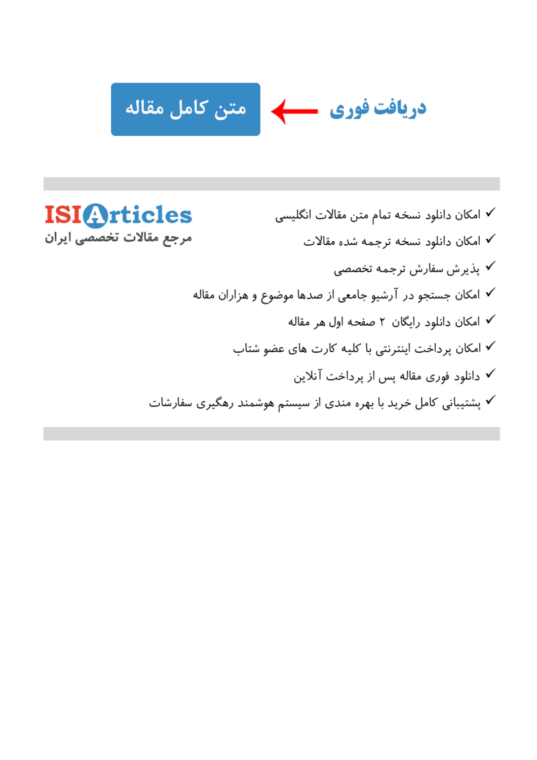دریافت فوری ← متن کامل مقاله

**ISIArticles**
مرجع مقالات تخصصی ایران

- ✓ امکان دانلود نسخه تمام متن مقالات انگلیسی
- ✓ امکان دانلود نسخه ترجمه شده مقالات
- ✓ پذیرش سفارش ترجمه تخصصی
- ✓ امکان جستجو در آرشیو جامعی از صدها موضوع و هزاران مقاله
- ✓ امکان دانلود رایگان ۲ صفحه اول هر مقاله
- ✓ امکان پرداخت اینترنتی با کلیه کارت های عضو شتاب
- ✓ دانلود فوری مقاله پس از پرداخت آنلاین
- ✓ پشتیبانی کامل خرید با بهره مندی از سیستم هوشمند رهگیری سفارشات